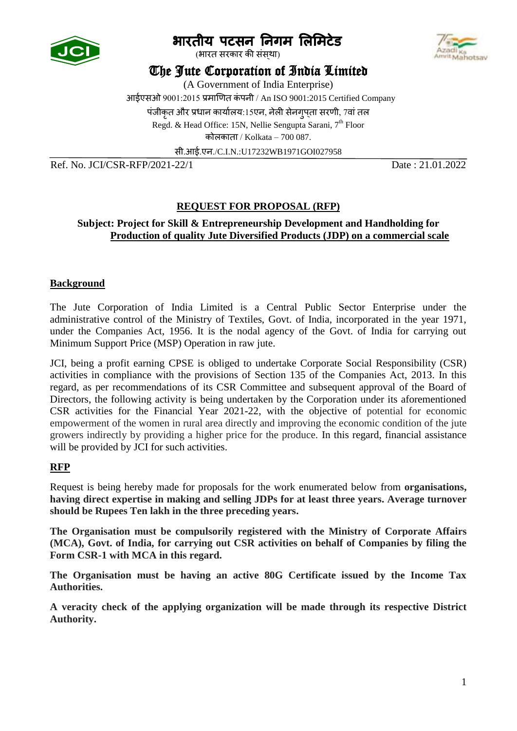# भारतीय पटसन निगम लिमिटेड

(भारत सरकार की संस्था)

# The Jute Corporation of India Limited

(A Government of India Enterprise)

आईएसओ 9001:2015 प्रमाणित कंपनी / An ISO 9001:2015 Certified Company

पंजीकृत और प्रधान कार्यालय:15एन, नेली सेनगुप्ता सरणी, 7वां तल

Regd. & Head Office: 15N, Nellie Sengupta Sarani, 7th Floor

कोलकाता / Kolkata – 700 087.

सी.आई.एन./C.I.N.:U17232WB1971GOI027958

Ref. No. JCI/CSR-RFP/2021-22/1 Date : 21.01.2022

## REQUEST FOR PROPOSAL (RFP)

**Subject: Project for Skill & Entrepreneurship Development and Handholding for Production of quality Jute Diversified Products (JDP) on a commercial scale**

## Background

The Jute Corporation of India Limited is a Central Public Sector Enterprise under the administrative control of the Ministry of Textiles, Govt. of India, incorporated in the year 1971, under the Companies Act, 1956. It is the nodal agency of the Govt. of India for carrying out Minimum Support Price (MSP) Operation in raw jute.

JCI, being a profit earning CPSE is obliged to undertake Corporate Social Responsibility (CSR) activities in compliance with the provisions of Section 135 of the Companies Act, 2013. In this regard, as per recommendations of its CSR Committee and subsequent approval of the Board of Directors, the following activity is being undertaken by the Corporation under its aforementioned CSR activities for the Financial Year 2021-22, with the objective of potential for economic empowerment of the women in rural area directly and improving the economic condition of the jute growers indirectly by providing a higher price for the produce. In this regard, financial assistance will be provided by JCI for such activities.

## RFP

Request is being hereby made for proposals for the work enumerated below from **organisations, having direct expertise in making and selling JDPs for at least three years. Average turnover should be Rupees Ten lakh in the three preceding years.**

**The Organisation must be compulsorily registered with the Ministry of Corporate Affairs (MCA), Govt. of India, for carrying out CSR activities on behalf of Companies by filing the Form CSR-1 with MCA in this regard.**

**The Organisation must be having an active 80G Certificate issued by the Income Tax Authorities.**

**A veracity check of the applying organization will be made through its respective District Authority.**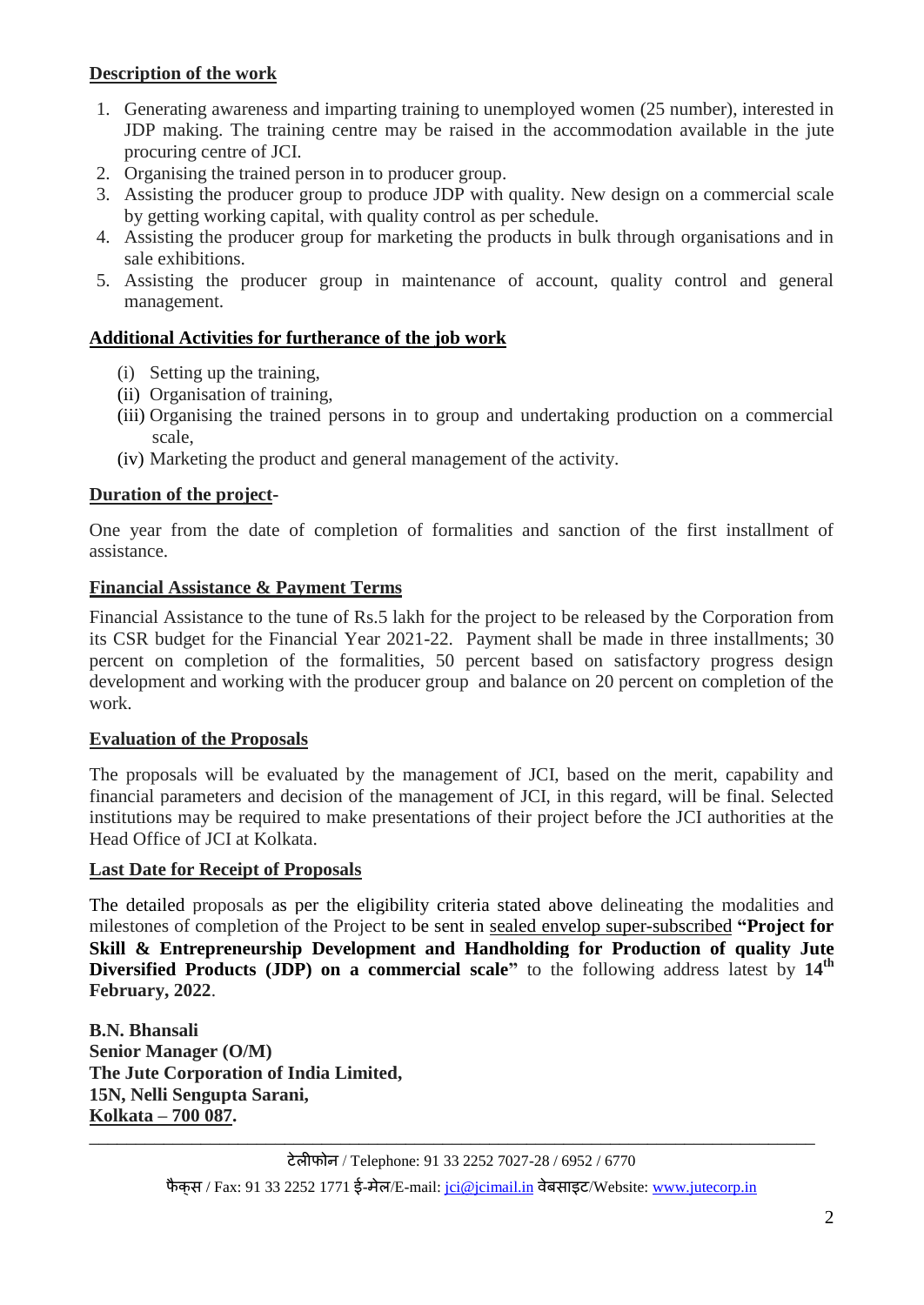**Description of the work**

1. Generating awareness and imparting training to unemployed women (25 number), interested in JDP making. The training centre may be raised in the accommodation available in the jute procuring centre of JCI.
2. Organising the trained person in to producer group.
3. Assisting the producer group to produce JDP with quality. New design on a commercial scale by getting working capital, with quality control as per schedule.
4. Assisting the producer group for marketing the products in bulk through organisations and in sale exhibitions.
5. Assisting the producer group in maintenance of account, quality control and general management.

**Additional Activities for furtherance of the job work**

(i) Setting up the training,
(ii) Organisation of training,
(iii) Organising the trained persons in to group and undertaking production on a commercial scale,
(iv) Marketing the product and general management of the activity.

**Duration of the project-**

One year from the date of completion of formalities and sanction of the first installment of assistance.

**Financial Assistance & Payment Terms**

Financial Assistance to the tune of Rs.5 lakh for the project to be released by the Corporation from its CSR budget for the Financial Year 2021-22. Payment shall be made in three installments; 30 percent on completion of the formalities, 50 percent based on satisfactory progress design development and working with the producer group and balance on 20 percent on completion of the work.

**Evaluation of the Proposals**

The proposals will be evaluated by the management of JCI, based on the merit, capability and financial parameters and decision of the management of JCI, in this regard, will be final. Selected institutions may be required to make presentations of their project before the JCI authorities at the Head Office of JCI at Kolkata.

**Last Date for Receipt of Proposals**

The detailed proposals as per the eligibility criteria stated above delineating the modalities and milestones of completion of the Project to be sent in sealed envelop super-subscribed **"Project for Skill & Entrepreneurship Development and Handholding for Production of quality Jute Diversified Products (JDP) on a commercial scale"** to the following address latest by **14th February, 2022**.

**B.N. Bhansali**
**Senior Manager (O/M)**
**The Jute Corporation of India Limited,**
**15N, Nelli Sengupta Sarani,**
**Kolkata – 700 087.**

टेलीफोन / Telephone: 91 33 2252 7027-28 / 6952 / 6770

फैक्स / Fax: 91 33 2252 1771 ई-मेल/E-mail: jci@jcimail.in वेबसाइट/Website: www.jutecorp.in